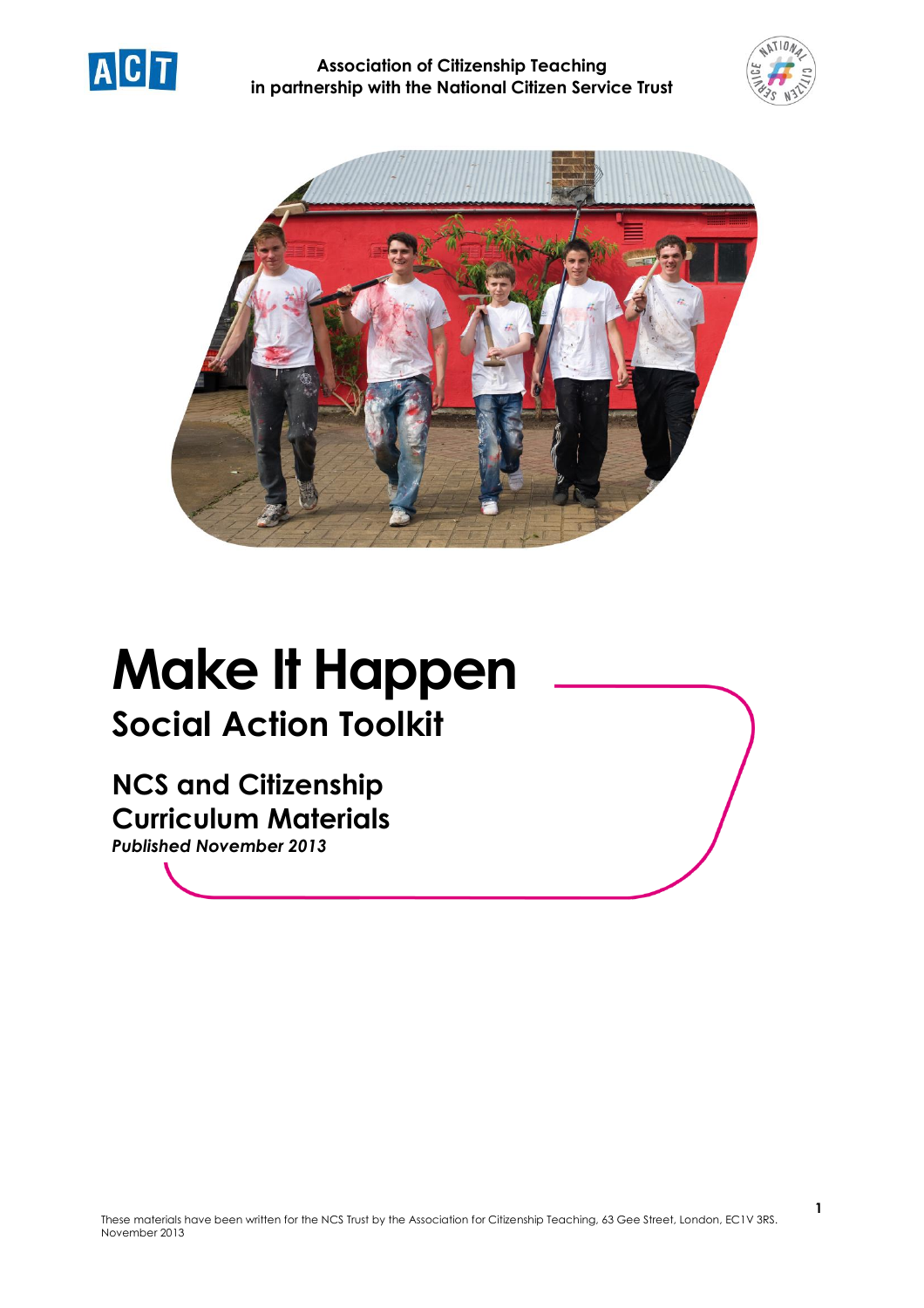**Association of Citizenship Teaching**
**in partnership with the National Citizen Service Trust**

# Make It Happen

## Social Action Toolkit

### NCS and Citizenship Curriculum Materials

***Published November 2013***

These materials have been written for the NCS Trust by the Association for Citizenship Teaching, 63 Gee Street, London, EC1V 3RS. November 2013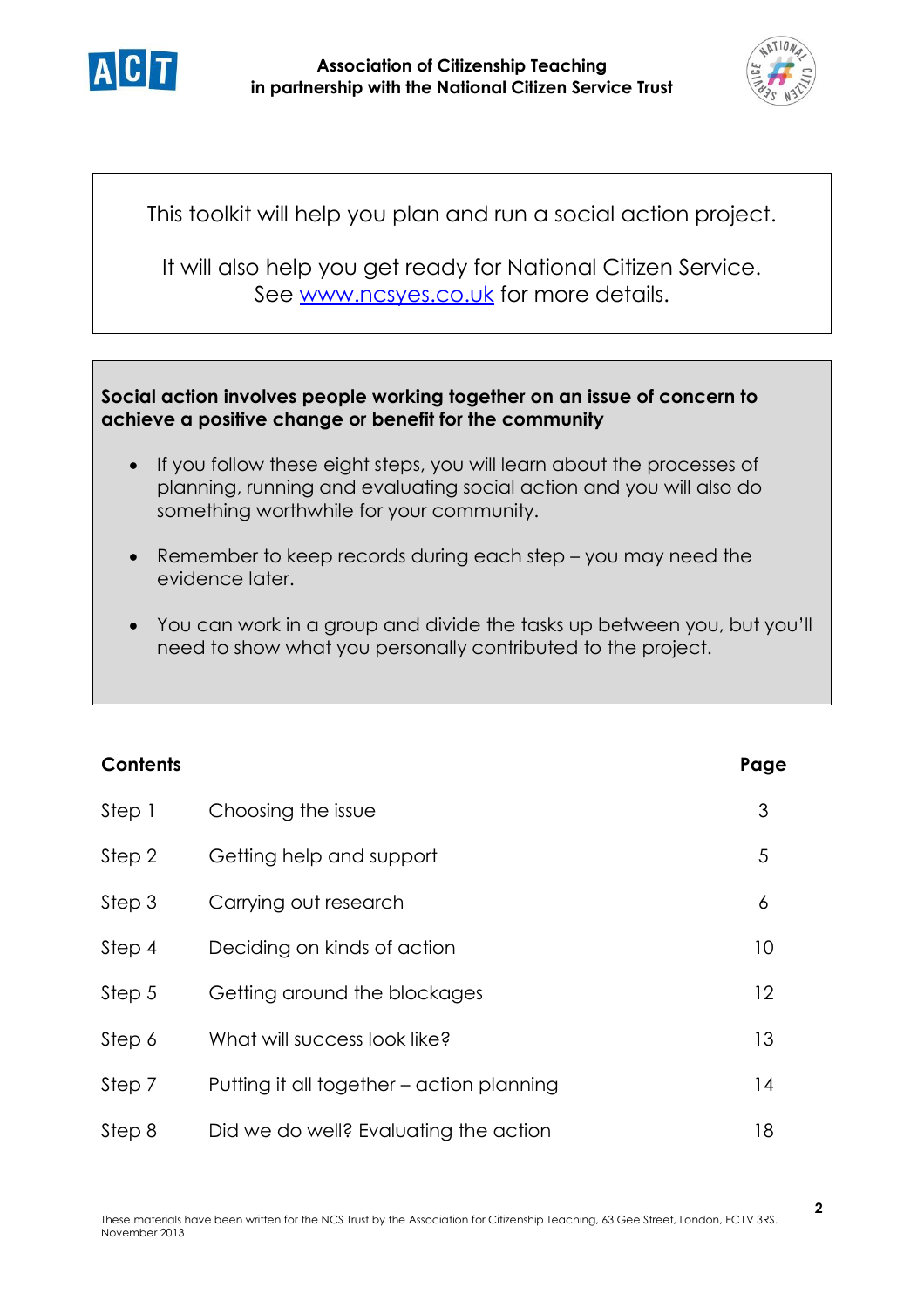This toolkit will help you plan and run a social action project.

It will also help you get ready for National Citizen Service. See [www.ncsyes.co.uk](http://www.ncsyes.co.uk) for more details.

**Social action involves people working together on an issue of concern to achieve a positive change or benefit for the community**

- If you follow these eight steps, you will learn about the processes of planning, running and evaluating social action and you will also do something worthwhile for your community.
- Remember to keep records during each step – you may need the evidence later.
- You can work in a group and divide the tasks up between you, but you'll need to show what you personally contributed to the project.

| **Contents** | | **Page** |
|---|---|---|
| Step 1 | Choosing the issue | 3 |
| Step 2 | Getting help and support | 5 |
| Step 3 | Carrying out research | 6 |
| Step 4 | Deciding on kinds of action | 10 |
| Step 5 | Getting around the blockages | 12 |
| Step 6 | What will success look like? | 13 |
| Step 7 | Putting it all together – action planning | 14 |
| Step 8 | Did we do well? Evaluating the action | 18 |

These materials have been written for the NCS Trust by the Association for Citizenship Teaching, 63 Gee Street, London, EC1V 3RS. November 2013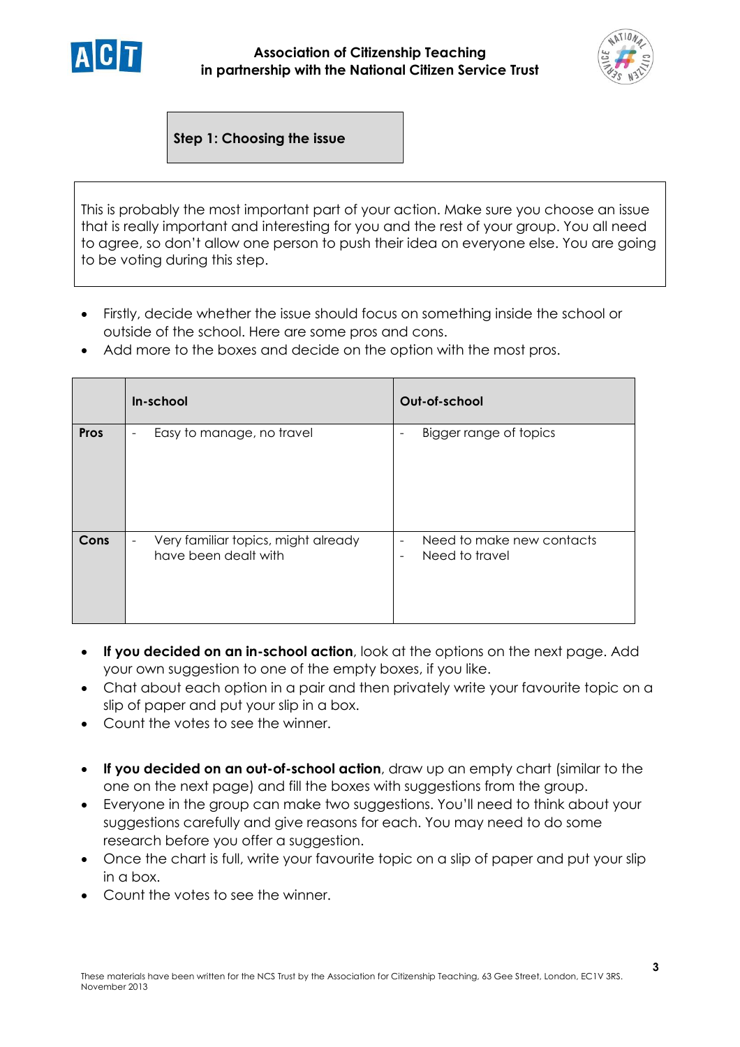## Step 1: Choosing the issue

This is probably the most important part of your action. Make sure you choose an issue that is really important and interesting for you and the rest of your group. You all need to agree, so don't allow one person to push their idea on everyone else. You are going to be voting during this step.

- Firstly, decide whether the issue should focus on something inside the school or outside of the school. Here are some pros and cons.
- Add more to the boxes and decide on the option with the most pros.

| | In-school | Out-of-school |
|---|---|---|
| **Pros** | - Easy to manage, no travel | - Bigger range of topics |
| **Cons** | - Very familiar topics, might already have been dealt with | - Need to make new contacts<br>- Need to travel |

- **If you decided on an in-school action**, look at the options on the next page. Add your own suggestion to one of the empty boxes, if you like.
- Chat about each option in a pair and then privately write your favourite topic on a slip of paper and put your slip in a box.
- Count the votes to see the winner.

- **If you decided on an out-of-school action**, draw up an empty chart (similar to the one on the next page) and fill the boxes with suggestions from the group.
- Everyone in the group can make two suggestions. You'll need to think about your suggestions carefully and give reasons for each. You may need to do some research before you offer a suggestion.
- Once the chart is full, write your favourite topic on a slip of paper and put your slip in a box.
- Count the votes to see the winner.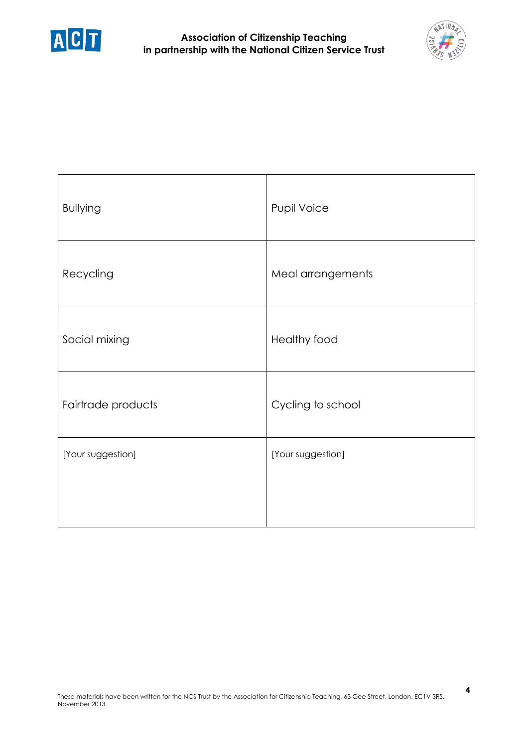| Bullying | Pupil Voice |
|---|---|
| Recycling | Meal arrangements |
| Social mixing | Healthy food |
| Fairtrade products | Cycling to school |
| [Your suggestion] | [Your suggestion] |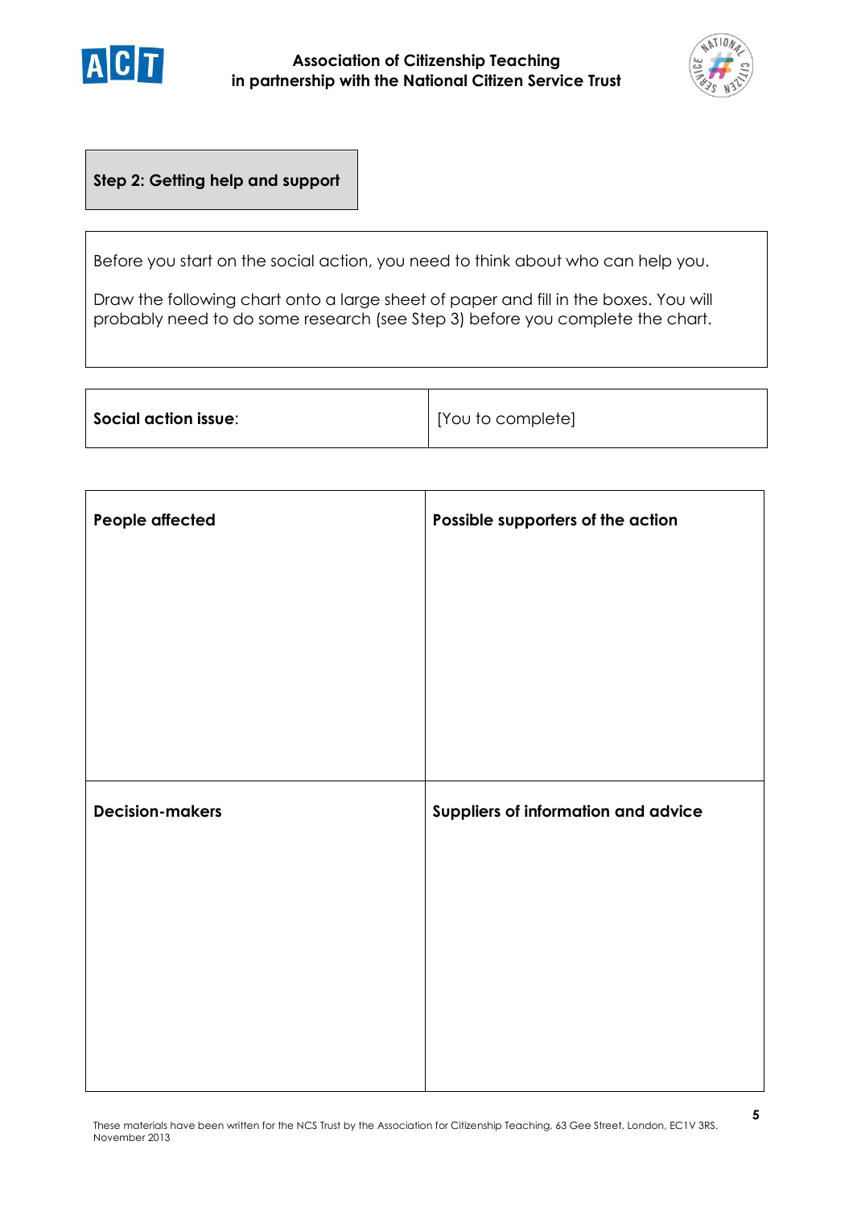## Step 2: Getting help and support

Before you start on the social action, you need to think about who can help you.

Draw the following chart onto a large sheet of paper and fill in the boxes. You will probably need to do some research (see Step 3) before you complete the chart.

| **Social action issue**: | [You to complete] |
|---|---|

| **People affected** | **Possible supporters of the action** |
|---|---|
| | |
| **Decision-makers** | **Suppliers of information and advice** |
| | |

These materials have been written for the NCS Trust by the Association for Citizenship Teaching, 63 Gee Street, London, EC1V 3RS. November 2013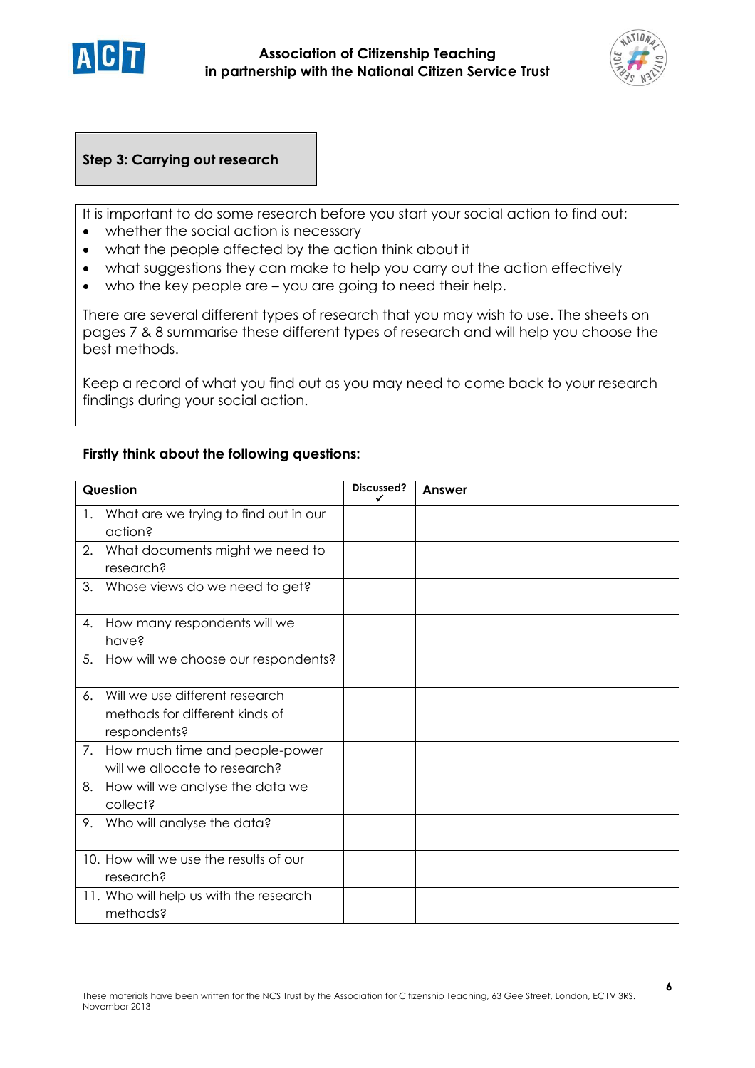## Step 3: Carrying out research

It is important to do some research before you start your social action to find out:

- whether the social action is necessary
- what the people affected by the action think about it
- what suggestions they can make to help you carry out the action effectively
- who the key people are – you are going to need their help.

There are several different types of research that you may wish to use. The sheets on pages 7 & 8 summarise these different types of research and will help you choose the best methods.

Keep a record of what you find out as you may need to come back to your research findings during your social action.

**Firstly think about the following questions:**

| Question | Discussed? ✓ | Answer |
|---|---|---|
| 1. What are we trying to find out in our action? | | |
| 2. What documents might we need to research? | | |
| 3. Whose views do we need to get? | | |
| 4. How many respondents will we have? | | |
| 5. How will we choose our respondents? | | |
| 6. Will we use different research methods for different kinds of respondents? | | |
| 7. How much time and people-power will we allocate to research? | | |
| 8. How will we analyse the data we collect? | | |
| 9. Who will analyse the data? | | |
| 10. How will we use the results of our research? | | |
| 11. Who will help us with the research methods? | | |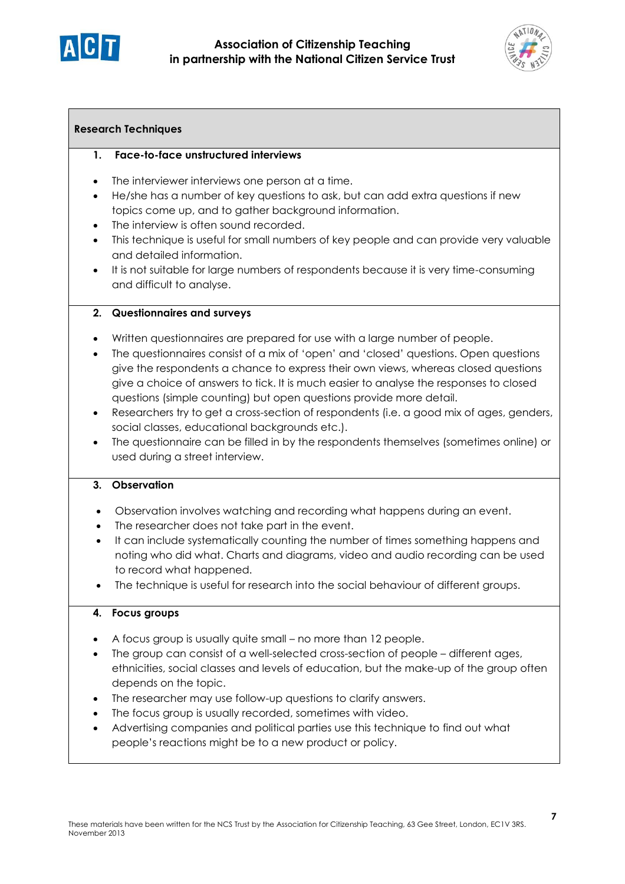## Research Techniques

### 1. Face-to-face unstructured interviews

- The interviewer interviews one person at a time.
- He/she has a number of key questions to ask, but can add extra questions if new topics come up, and to gather background information.
- The interview is often sound recorded.
- This technique is useful for small numbers of key people and can provide very valuable and detailed information.
- It is not suitable for large numbers of respondents because it is very time-consuming and difficult to analyse.

### 2. Questionnaires and surveys

- Written questionnaires are prepared for use with a large number of people.
- The questionnaires consist of a mix of 'open' and 'closed' questions. Open questions give the respondents a chance to express their own views, whereas closed questions give a choice of answers to tick. It is much easier to analyse the responses to closed questions (simple counting) but open questions provide more detail.
- Researchers try to get a cross-section of respondents (i.e. a good mix of ages, genders, social classes, educational backgrounds etc.).
- The questionnaire can be filled in by the respondents themselves (sometimes online) or used during a street interview.

### 3. Observation

- Observation involves watching and recording what happens during an event.
- The researcher does not take part in the event.
- It can include systematically counting the number of times something happens and noting who did what. Charts and diagrams, video and audio recording can be used to record what happened.
- The technique is useful for research into the social behaviour of different groups.

### 4. Focus groups

- A focus group is usually quite small – no more than 12 people.
- The group can consist of a well-selected cross-section of people – different ages, ethnicities, social classes and levels of education, but the make-up of the group often depends on the topic.
- The researcher may use follow-up questions to clarify answers.
- The focus group is usually recorded, sometimes with video.
- Advertising companies and political parties use this technique to find out what people's reactions might be to a new product or policy.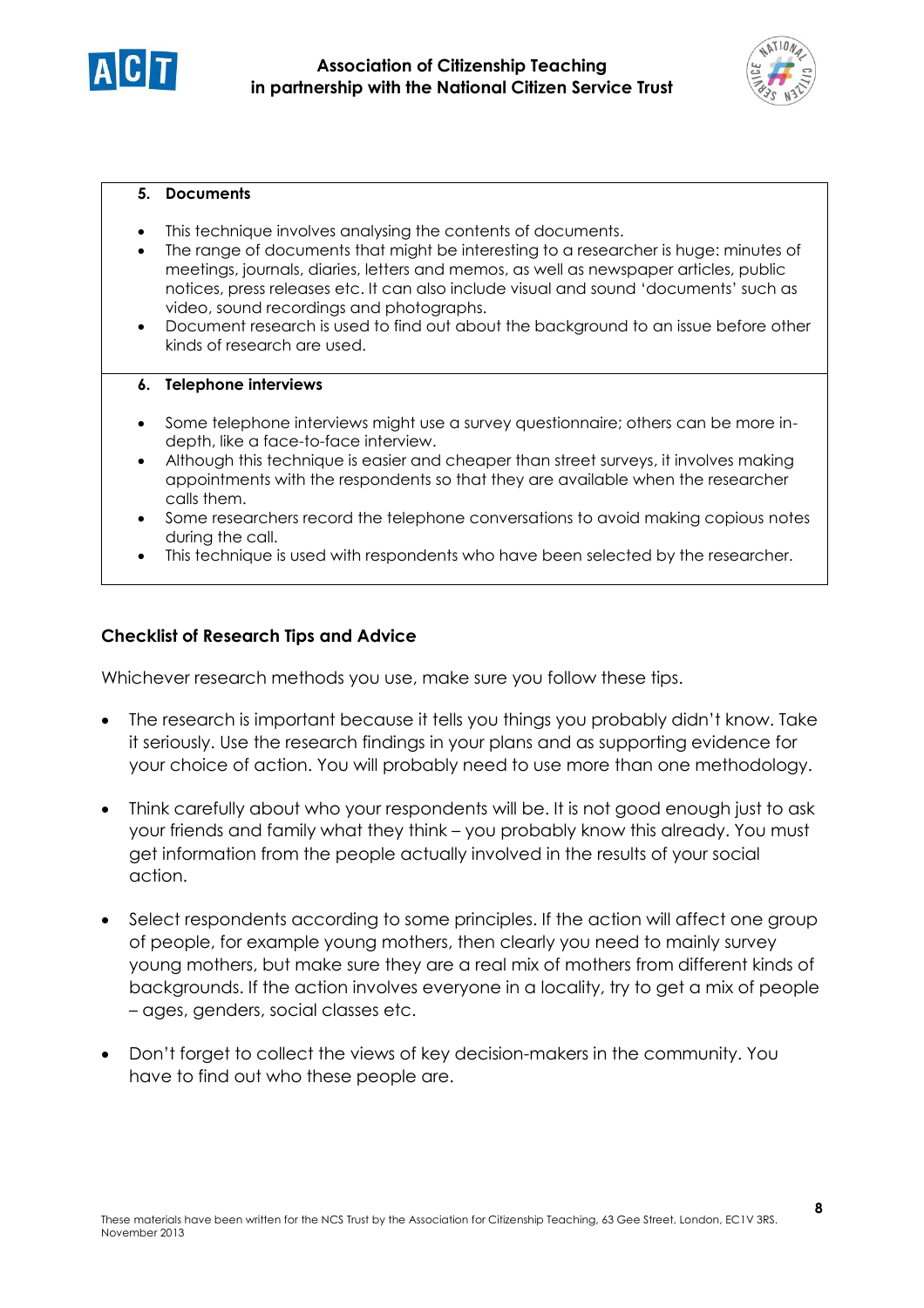**5. Documents**

- This technique involves analysing the contents of documents.
- The range of documents that might be interesting to a researcher is huge: minutes of meetings, journals, diaries, letters and memos, as well as newspaper articles, public notices, press releases etc. It can also include visual and sound 'documents' such as video, sound recordings and photographs.
- Document research is used to find out about the background to an issue before other kinds of research are used.

**6. Telephone interviews**

- Some telephone interviews might use a survey questionnaire; others can be more in-depth, like a face-to-face interview.
- Although this technique is easier and cheaper than street surveys, it involves making appointments with the respondents so that they are available when the researcher calls them.
- Some researchers record the telephone conversations to avoid making copious notes during the call.
- This technique is used with respondents who have been selected by the researcher.

## Checklist of Research Tips and Advice

Whichever research methods you use, make sure you follow these tips.

- The research is important because it tells you things you probably didn't know. Take it seriously. Use the research findings in your plans and as supporting evidence for your choice of action. You will probably need to use more than one methodology.
- Think carefully about who your respondents will be. It is not good enough just to ask your friends and family what they think – you probably know this already. You must get information from the people actually involved in the results of your social action.
- Select respondents according to some principles. If the action will affect one group of people, for example young mothers, then clearly you need to mainly survey young mothers, but make sure they are a real mix of mothers from different kinds of backgrounds. If the action involves everyone in a locality, try to get a mix of people – ages, genders, social classes etc.
- Don't forget to collect the views of key decision-makers in the community. You have to find out who these people are.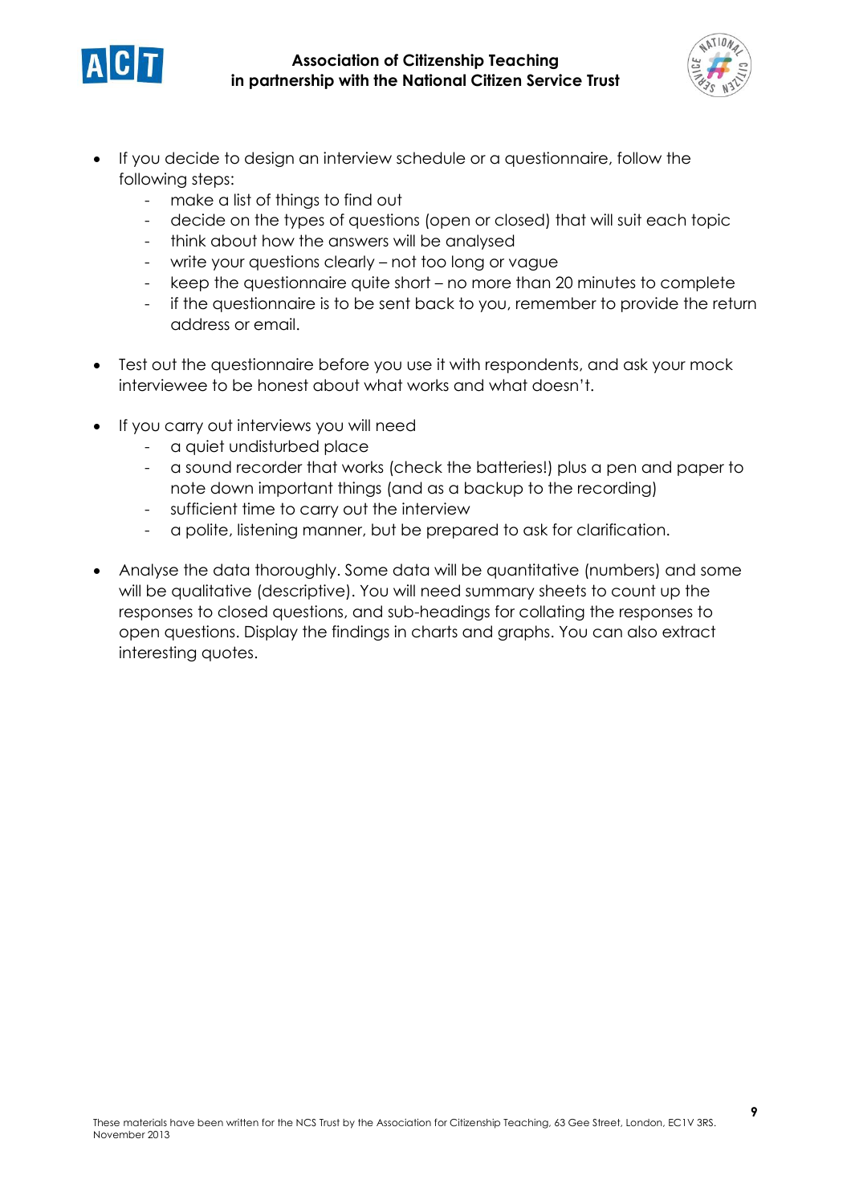- If you decide to design an interview schedule or a questionnaire, follow the following steps:
  - make a list of things to find out
  - decide on the types of questions (open or closed) that will suit each topic
  - think about how the answers will be analysed
  - write your questions clearly – not too long or vague
  - keep the questionnaire quite short – no more than 20 minutes to complete
  - if the questionnaire is to be sent back to you, remember to provide the return address or email.

- Test out the questionnaire before you use it with respondents, and ask your mock interviewee to be honest about what works and what doesn't.

- If you carry out interviews you will need
  - a quiet undisturbed place
  - a sound recorder that works (check the batteries!) plus a pen and paper to note down important things (and as a backup to the recording)
  - sufficient time to carry out the interview
  - a polite, listening manner, but be prepared to ask for clarification.

- Analyse the data thoroughly. Some data will be quantitative (numbers) and some will be qualitative (descriptive). You will need summary sheets to count up the responses to closed questions, and sub-headings for collating the responses to open questions. Display the findings in charts and graphs. You can also extract interesting quotes.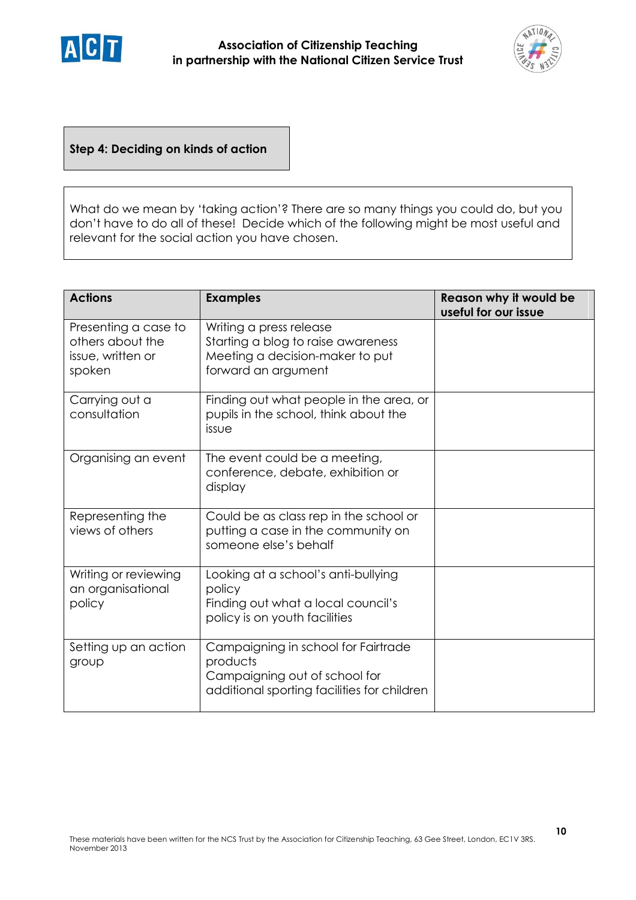## Step 4: Deciding on kinds of action

What do we mean by 'taking action'? There are so many things you could do, but you don't have to do all of these! Decide which of the following might be most useful and relevant for the social action you have chosen.

| Actions | Examples | Reason why it would be useful for our issue |
|---|---|---|
| Presenting a case to others about the issue, written or spoken | Writing a press release<br>Starting a blog to raise awareness<br>Meeting a decision-maker to put forward an argument | |
| Carrying out a consultation | Finding out what people in the area, or pupils in the school, think about the issue | |
| Organising an event | The event could be a meeting, conference, debate, exhibition or display | |
| Representing the views of others | Could be as class rep in the school or putting a case in the community on someone else's behalf | |
| Writing or reviewing an organisational policy | Looking at a school's anti-bullying policy<br>Finding out what a local council's policy is on youth facilities | |
| Setting up an action group | Campaigning in school for Fairtrade products<br>Campaigning out of school for additional sporting facilities for children | |

These materials have been written for the NCS Trust by the Association for Citizenship Teaching, 63 Gee Street, London, EC1V 3RS. November 2013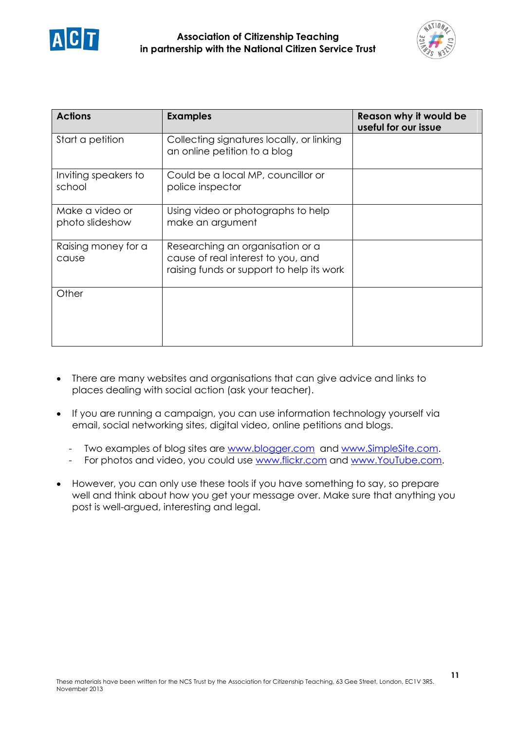| Actions | Examples | Reason why it would be useful for our issue |
| --- | --- | --- |
| Start a petition | Collecting signatures locally, or linking an online petition to a blog | |
| Inviting speakers to school | Could be a local MP, councillor or police inspector | |
| Make a video or photo slideshow | Using video or photographs to help make an argument | |
| Raising money for a cause | Researching an organisation or a cause of real interest to you, and raising funds or support to help its work | |
| Other | | |

- There are many websites and organisations that can give advice and links to places dealing with social action (ask your teacher).

- If you are running a campaign, you can use information technology yourself via email, social networking sites, digital video, online petitions and blogs.

  - Two examples of blog sites are www.blogger.com and www.SimpleSite.com.
  - For photos and video, you could use www.flickr.com and www.YouTube.com.

- However, you can only use these tools if you have something to say, so prepare well and think about how you get your message over. Make sure that anything you post is well-argued, interesting and legal.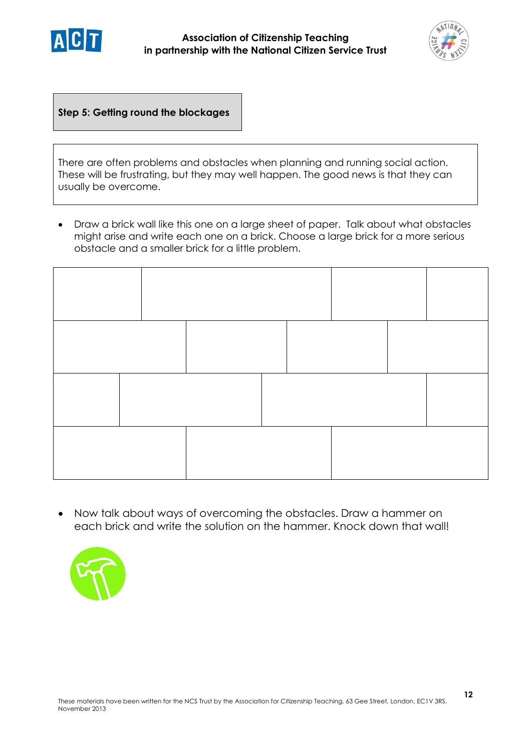**Step 5: Getting round the blockages**

There are often problems and obstacles when planning and running social action. These will be frustrating, but they may well happen. The good news is that they can usually be overcome.

- Draw a brick wall like this one on a large sheet of paper. Talk about what obstacles might arise and write each one on a brick. Choose a large brick for a more serious obstacle and a smaller brick for a little problem.

- Now talk about ways of overcoming the obstacles. Draw a hammer on each brick and write the solution on the hammer. Knock down that wall!

These materials have been written for the NCS Trust by the Association for Citizenship Teaching, 63 Gee Street, London, EC1V 3RS. November 2013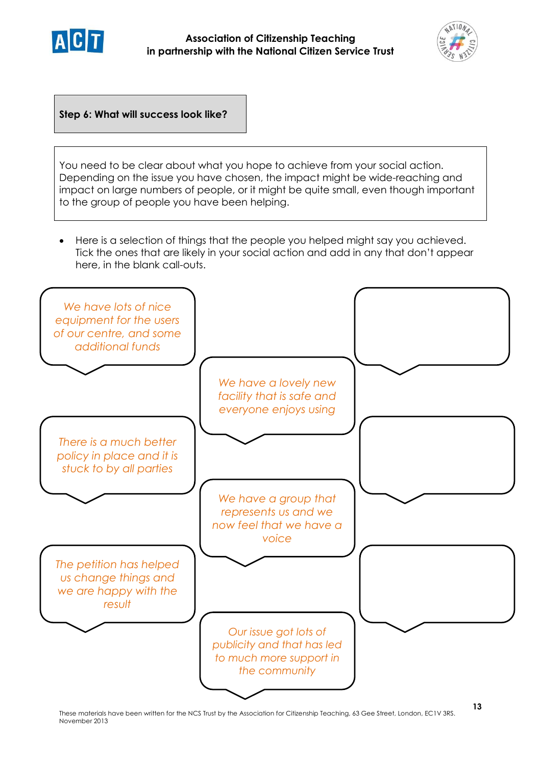## Step 6: What will success look like?

You need to be clear about what you hope to achieve from your social action. Depending on the issue you have chosen, the impact might be wide-reaching and impact on large numbers of people, or it might be quite small, even though important to the group of people you have been helping.

- Here is a selection of things that the people you helped might say you achieved. Tick the ones that are likely in your social action and add in any that don't appear here, in the blank call-outs.

*We have lots of nice equipment for the users of our centre, and some additional funds*

*We have a lovely new facility that is safe and everyone enjoys using*

*There is a much better policy in place and it is stuck to by all parties*

*We have a group that represents us and we now feel that we have a voice*

*The petition has helped us change things and we are happy with the result*

*Our issue got lots of publicity and that has led to much more support in the community*

These materials have been written for the NCS Trust by the Association for Citizenship Teaching, 63 Gee Street, London, EC1V 3RS. November 2013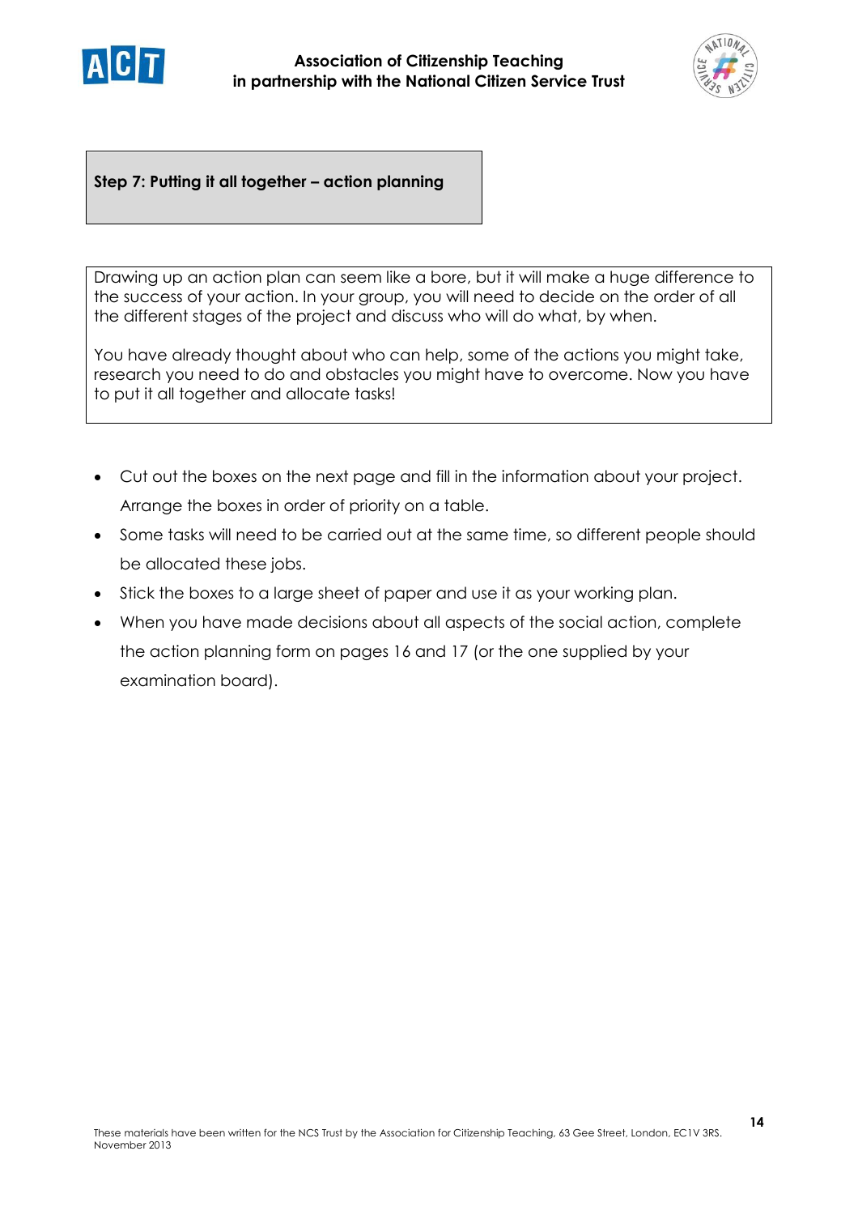## Step 7: Putting it all together – action planning

Drawing up an action plan can seem like a bore, but it will make a huge difference to the success of your action. In your group, you will need to decide on the order of all the different stages of the project and discuss who will do what, by when.

You have already thought about who can help, some of the actions you might take, research you need to do and obstacles you might have to overcome. Now you have to put it all together and allocate tasks!

- Cut out the boxes on the next page and fill in the information about your project. Arrange the boxes in order of priority on a table.
- Some tasks will need to be carried out at the same time, so different people should be allocated these jobs.
- Stick the boxes to a large sheet of paper and use it as your working plan.
- When you have made decisions about all aspects of the social action, complete the action planning form on pages 16 and 17 (or the one supplied by your examination board).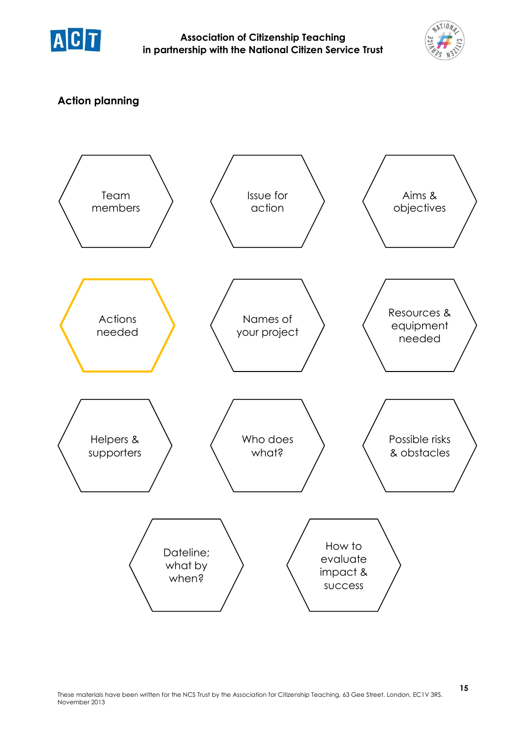## Action planning

- Team members
- Issue for action
- Aims & objectives
- Actions needed
- Names of your project
- Resources & equipment needed
- Helpers & supporters
- Who does what?
- Possible risks & obstacles
- Dateline; what by when?
- How to evaluate impact & success

These materials have been written for the NCS Trust by the Association for Citizenship Teaching, 63 Gee Street, London, EC1V 3RS. November 2013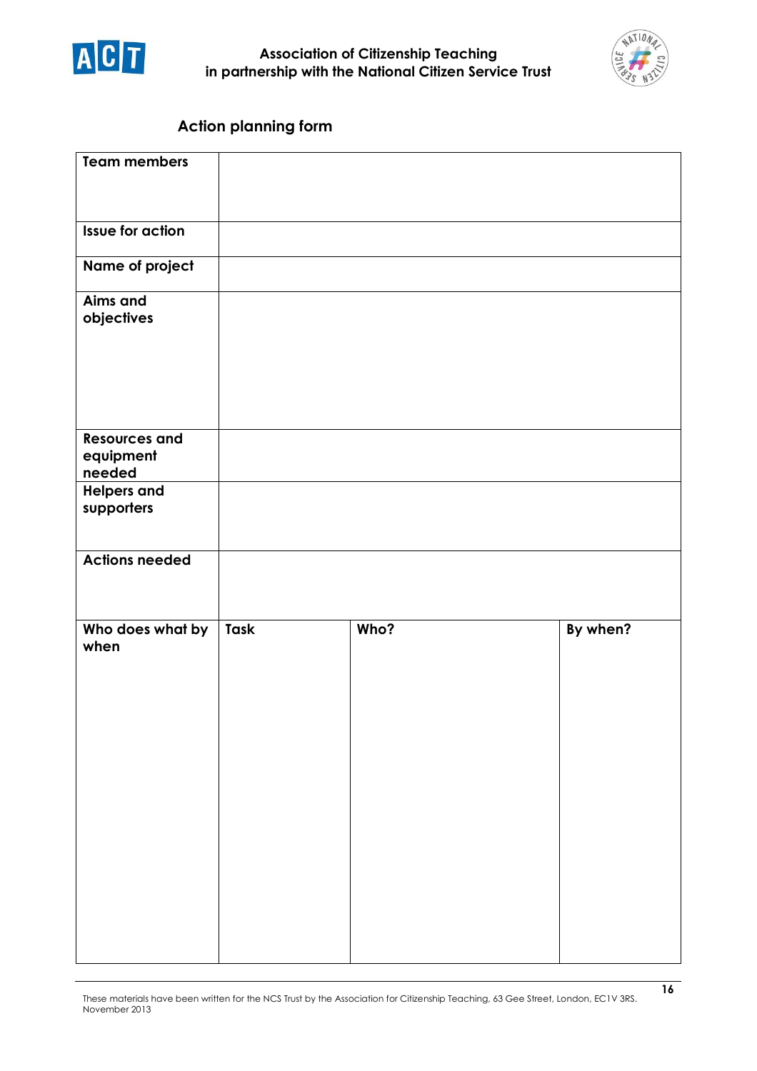## Action planning form

| Team members | | | |
|---|---|---|---|
| Issue for action | | | |
| Name of project | | | |
| Aims and objectives | | | |
| Resources and equipment needed | | | |
| Helpers and supporters | | | |
| Actions needed | | | |
| Who does what by when | Task | Who? | By when? |

These materials have been written for the NCS Trust by the Association for Citizenship Teaching, 63 Gee Street, London, EC1V 3RS. November 2013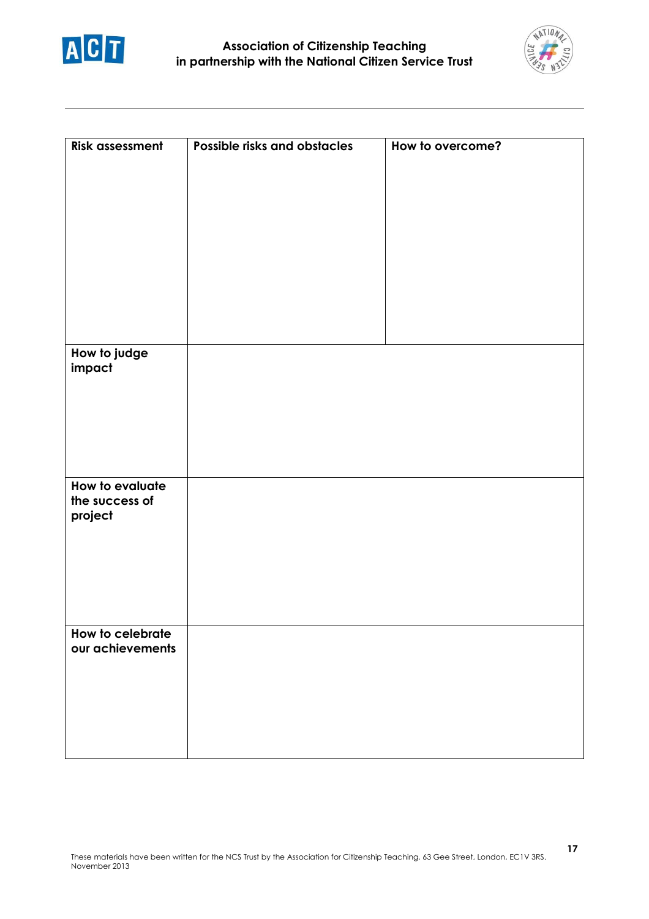| Risk assessment | Possible risks and obstacles | How to overcome? |
|---|---|---|
| | | |
| How to judge impact | | |
| How to evaluate the success of project | | |
| How to celebrate our achievements | | |

These materials have been written for the NCS Trust by the Association for Citizenship Teaching, 63 Gee Street, London, EC1V 3RS. November 2013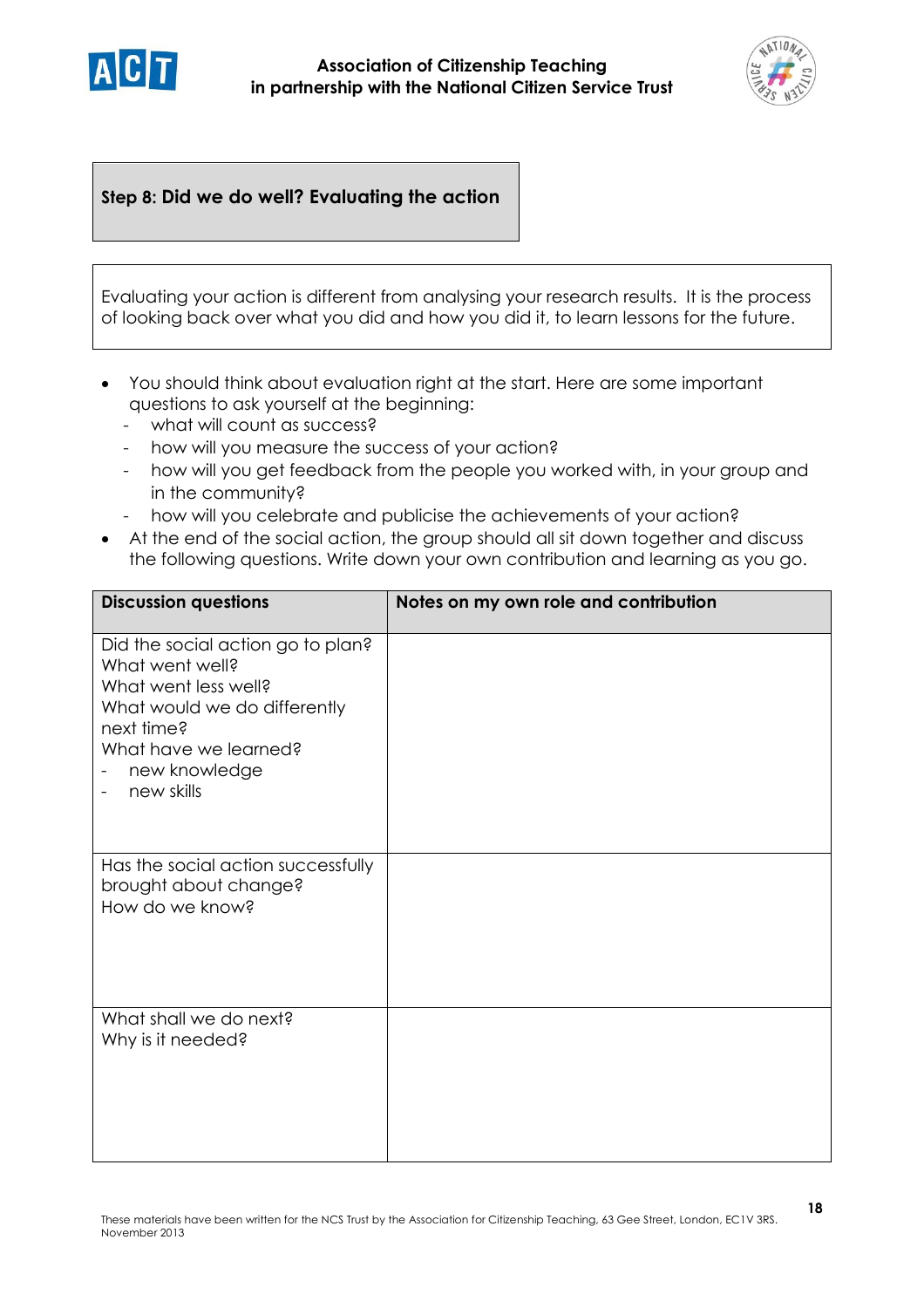## Step 8: Did we do well? Evaluating the action

Evaluating your action is different from analysing your research results. It is the process of looking back over what you did and how you did it, to learn lessons for the future.

- You should think about evaluation right at the start. Here are some important questions to ask yourself at the beginning:
  - what will count as success?
  - how will you measure the success of your action?
  - how will you get feedback from the people you worked with, in your group and in the community?
  - how will you celebrate and publicise the achievements of your action?
- At the end of the social action, the group should all sit down together and discuss the following questions. Write down your own contribution and learning as you go.

| Discussion questions | Notes on my own role and contribution |
|---|---|
| Did the social action go to plan?<br>What went well?<br>What went less well?<br>What would we do differently next time?<br>What have we learned?<br>- new knowledge<br>- new skills | |
| Has the social successfully brought about change?<br>How do we know? | |
| What shall we do next?<br>Why is it needed? | |

These materials have been written for the NCS Trust by the Association for Citizenship Teaching, 63 Gee Street, London, EC1V 3RS. November 2013